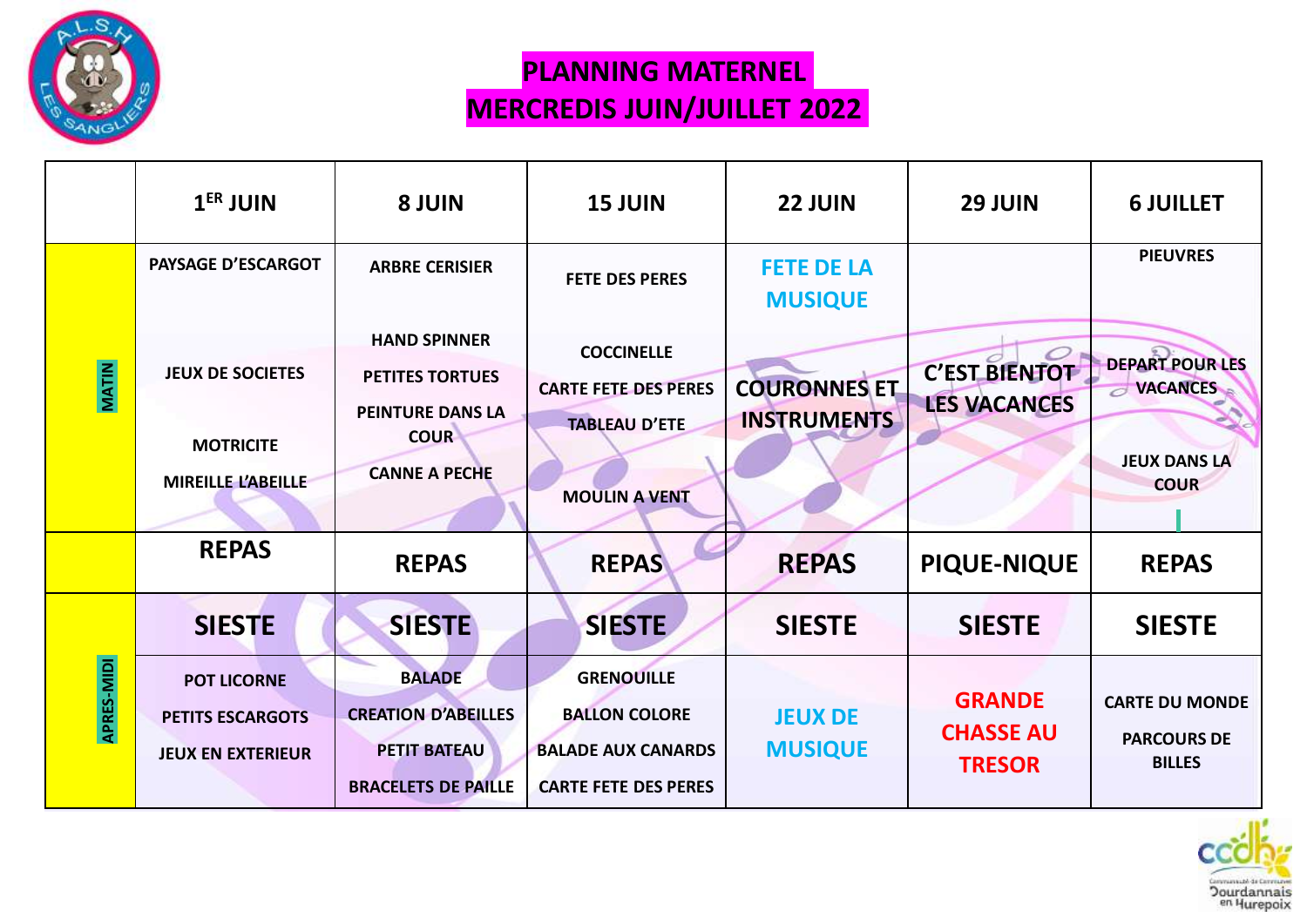# PLANNING MATERNEL
# MERCREDIS JUIN/JUILLET 2022

| | 1ER JUIN | 8 JUIN | 15 JUIN | 22 JUIN | 29 JUIN | 6 JUILLET |
|---|---|---|---|---|---|---|
| MATIN | PAYSAGE D'ESCARGOT<br><br>JEUX DE SOCIETES<br><br>MOTRICITE<br>MIREILLE L'ABEILLE | ARBRE CERISIER<br><br>HAND SPINNER<br>PETITES TORTUES<br>PEINTURE DANS LA COUR<br>CANNE A PECHE | FETE DES PERES<br><br>COCCINELLE<br>CARTE FETE DES PERES<br>TABLEAU D'ETE<br><br>MOULIN A VENT | FETE DE LA MUSIQUE<br><br>COURONNES ET INSTRUMENTS | C'EST BIENTOT LES VACANCES | PIEUVRES<br><br>DEPART POUR LES VACANCES<br><br>JEUX DANS LA COUR |
| | REPAS | REPAS | REPAS | REPAS | PIQUE-NIQUE | REPAS |
| APRES-MIDI | SIESTE | SIESTE | SIESTE | SIESTE | SIESTE | SIESTE |
| | POT LICORNE<br>PETITS ESCARGOTS<br>JEUX EN EXTERIEUR | BALADE<br>CREATION D'ABEILLES<br>PETIT BATEAU<br>BRACELETS DE PAILLE | GRENOUILLE<br>BALLON COLORE<br>BALADE AUX CANARDS<br>CARTE FETE DES PERES | JEUX DE MUSIQUE | GRANDE CHASSE AU TRESOR | CARTE DU MONDE<br>PARCOURS DE BILLES |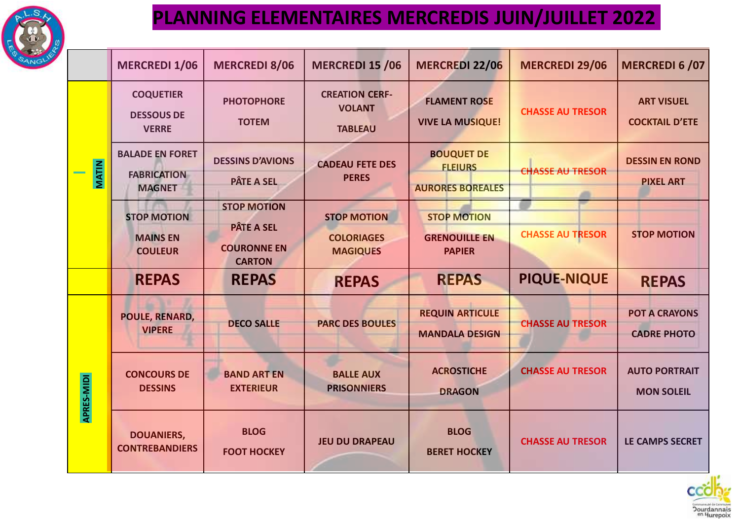# PLANNING ELEMENTAIRES MERCREDIS JUIN/JUILLET 2022

| | MERCREDI 1/06 | MERCREDI 8/06 | MERCREDI 15 /06 | MERCREDI 22/06 | MERCREDI 29/06 | MERCREDI 6 /07 |
|---|---|---|---|---|---|---|
| MATIN | COQUETIER<br>DESSOUS DE VERRE | PHOTOPHORE<br>TOTEM | CREATION CERF-VOLANT<br>TABLEAU | FLAMENT ROSE<br>VIVE LA MUSIQUE! | CHASSE AU TRESOR | ART VISUEL<br>COCKTAIL D'ETE |
| | BALADE EN FORET<br>FABRICATION MAGNET | DESSINS D'AVIONS<br>PÂTE A SEL | CADEAU FETE DES PERES | BOUQUET DE FLEIURS<br>AURORES BOREALES | CHASSE AU TRESOR | DESSIN EN ROND<br>PIXEL ART |
| | STOP MOTION<br>MAINS EN COULEUR | STOP MOTION<br>PÂTE A SEL<br>COURONNE EN CARTON | STOP MOTION<br>COLORIAGES MAGIQUES | STOP MOTION<br>GRENOUILLE EN PAPIER | CHASSE AU TRESOR | STOP MOTION |
| | REPAS | REPAS | REPAS | REPAS | PIQUE-NIQUE | REPAS |
| APRES-MIDI | POULE, RENARD, VIPERE | DECO SALLE | PARC DES BOULES | REQUIN ARTICULE<br>MANDALA DESIGN | CHASSE AU TRESOR | POT A CRAYONS<br>CADRE PHOTO |
| | CONCOURS DE DESSINS | BAND ART EN EXTERIEUR | BALLE AUX PRISONNIERS | ACROSTICHE<br>DRAGON | CHASSE AU TRESOR | AUTO PORTRAIT<br>MON SOLEIL |
| | DOUANIERS, CONTREBANDIERS | BLOG<br>FOOT HOCKEY | JEU DU DRAPEAU | BLOG<br>BERET HOCKEY | CHASSE AU TRESOR | LE CAMPS SECRET |